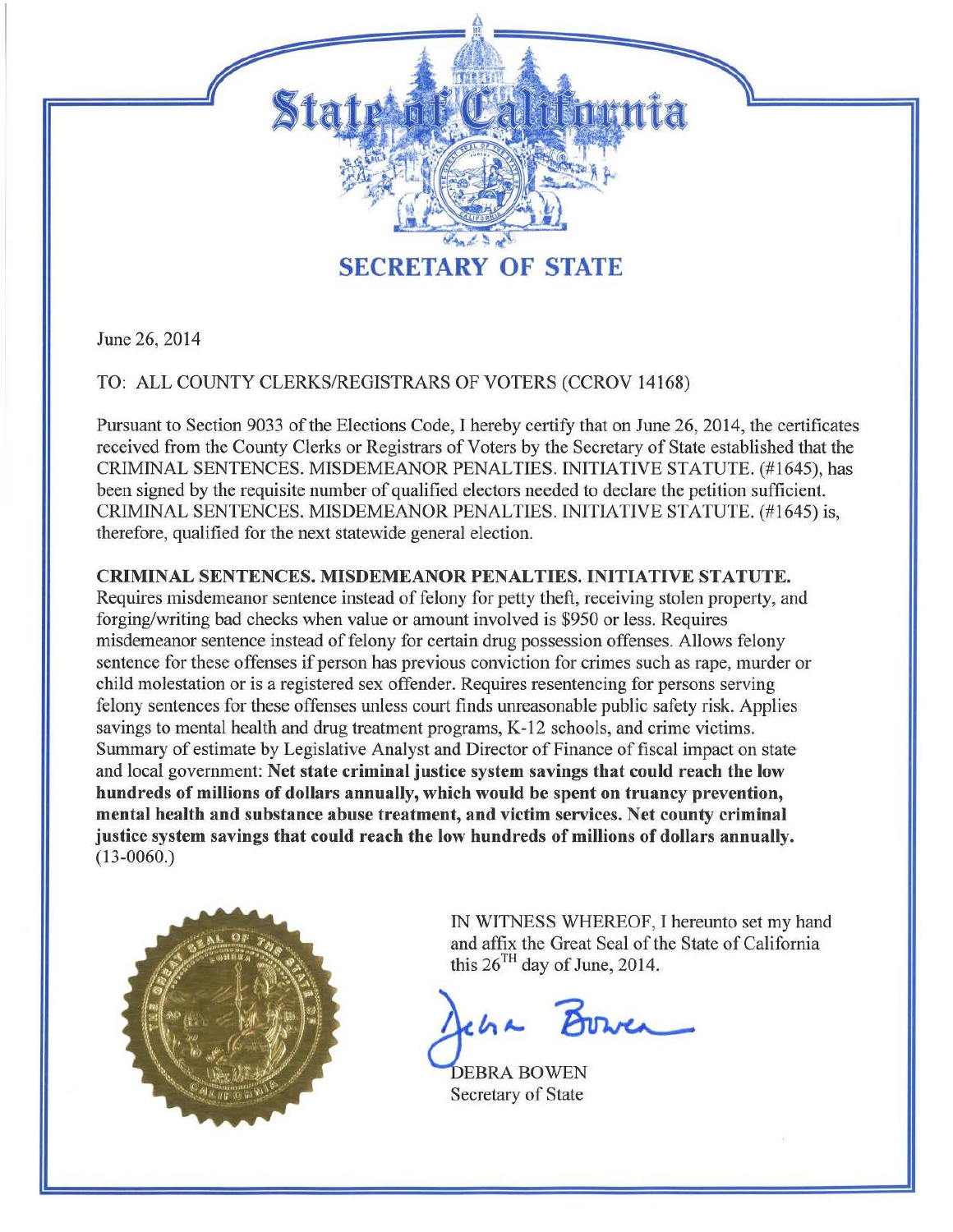# State of California

## SECRETARY OF STATE

June 26, 2014

TO: ALL COUNTY CLERKS/REGISTRARS OF VOTERS (CCROV 14168)

Pursuant to Section 9033 of the Elections Code, I hereby certify that on June 26, 2014, the certificates received from the County Clerks or Registrars of Voters by the Secretary of State established that the CRIMINAL SENTENCES. MISDEMEANOR PENALTIES. INITIATIVE STATUTE. (#1645), has been signed by the requisite number of qualified electors needed to declare the petition sufficient. CRIMINAL SENTENCES. MISDEMEANOR PENALTIES. INITIATIVE STATUTE. (#1645) is, therefore, qualified for the next statewide general election.

**CRIMINAL SENTENCES. MISDEMEANOR PENALTIES. INITIATIVE STATUTE.** Requires misdemeanor sentence instead of felony for petty theft, receiving stolen property, and forging/writing bad checks when value or amount involved is $950 or less. Requires misdemeanor sentence instead of felony for certain drug possession offenses. Allows felony sentence for these offenses if person has previous conviction for crimes such as rape, murder or child molestation or is a registered sex offender. Requires resentencing for persons serving felony sentences for these offenses unless court finds unreasonable public safety risk. Applies savings to mental health and drug treatment programs, K-12 schools, and crime victims. Summary of estimate by Legislative Analyst and Director of Finance of fiscal impact on state and local government: **Net state criminal justice system savings that could reach the low hundreds of millions of dollars annually, which would be spent on truancy prevention, mental health and substance abuse treatment, and victim services. Net county criminal justice system savings that could reach the low hundreds of millions of dollars annually.** (13-0060.)

IN WITNESS WHEREOF, I hereunto set my hand and affix the Great Seal of the State of California this 26TH day of June, 2014.

DEBRA BOWEN
Secretary of State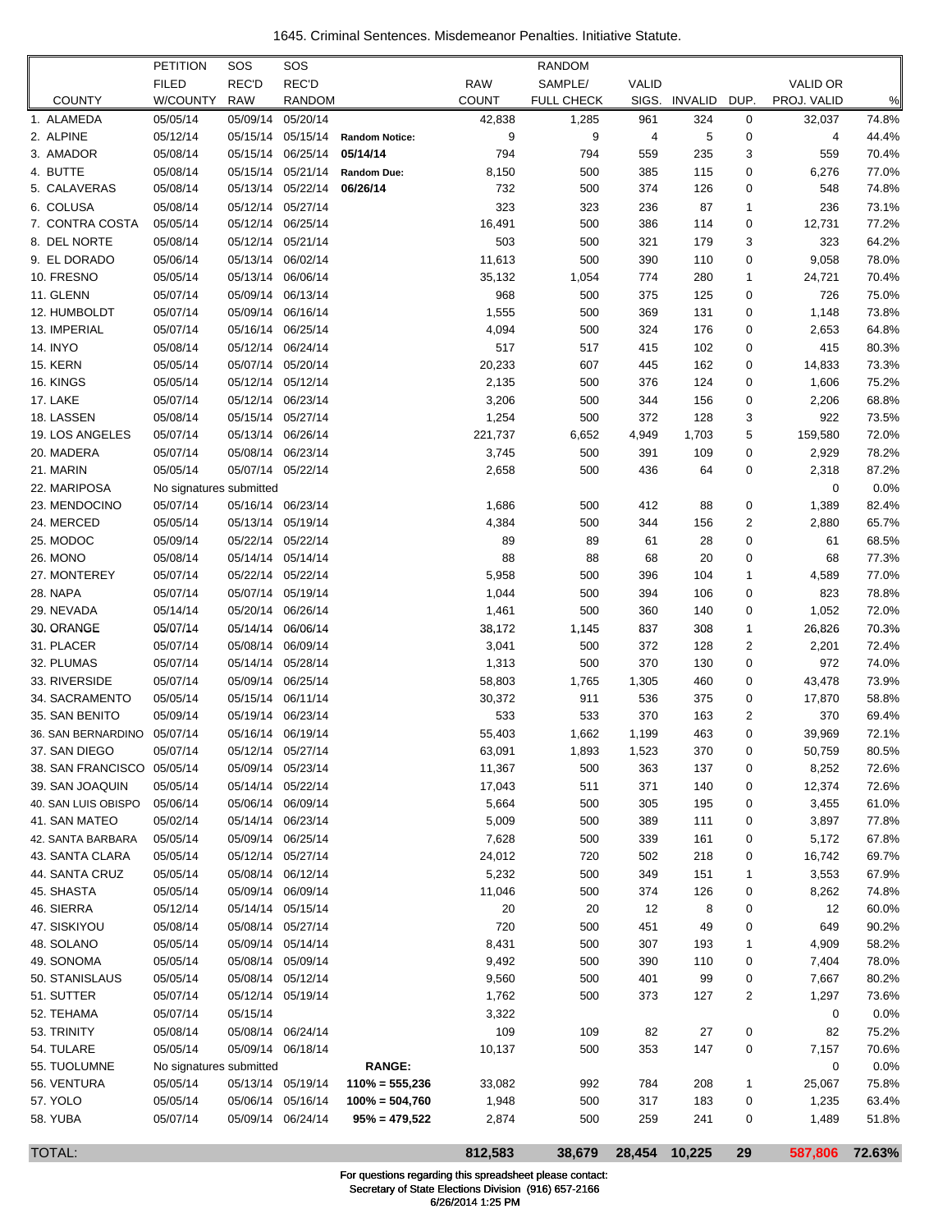1645. Criminal Sentences. Misdemeanor Penalties. Initiative Statute.

| COUNTY | PETITION FILED W/COUNTY | SOS REC'D RAW | SOS REC'D RANDOM | | RAW COUNT | RANDOM SAMPLE/ FULL CHECK | VALID SIGS. | INVALID | DUP. | VALID OR PROJ. VALID | % |
|---|---|---|---|---|---|---|---|---|---|---|---|
| 1. ALAMEDA | 05/05/14 | 05/09/14 | 05/20/14 | | 42,838 | 1,285 | 961 | 324 | 0 | 32,037 | 74.8% |
| 2. ALPINE | 05/12/14 | 05/15/14 | 05/15/14 | **Random Notice:** | 9 | 9 | 4 | 5 | 0 | 4 | 44.4% |
| 3. AMADOR | 05/08/14 | 05/15/14 | 06/25/14 | **05/14/14** | 794 | 794 | 559 | 235 | 3 | 559 | 70.4% |
| 4. BUTTE | 05/08/14 | 05/15/14 | 05/21/14 | **Random Due:** | 8,150 | 500 | 385 | 115 | 0 | 6,276 | 77.0% |
| 5. CALAVERAS | 05/08/14 | 05/13/14 | 05/22/14 | **06/26/14** | 732 | 500 | 374 | 126 | 0 | 548 | 74.8% |
| 6. COLUSA | 05/08/14 | 05/12/14 | 05/27/14 | | 323 | 323 | 236 | 87 | 1 | 236 | 73.1% |
| 7. CONTRA COSTA | 05/05/14 | 05/12/14 | 06/25/14 | | 16,491 | 500 | 386 | 114 | 0 | 12,731 | 77.2% |
| 8. DEL NORTE | 05/08/14 | 05/12/14 | 05/21/14 | | 503 | 500 | 321 | 179 | 3 | 323 | 64.2% |
| 9. EL DORADO | 05/06/14 | 05/13/14 | 06/02/14 | | 11,613 | 500 | 390 | 110 | 0 | 9,058 | 78.0% |
| 10. FRESNO | 05/05/14 | 05/13/14 | 06/06/14 | | 35,132 | 1,054 | 774 | 280 | 1 | 24,721 | 70.4% |
| 11. GLENN | 05/07/14 | 05/09/14 | 06/13/14 | | 968 | 500 | 375 | 125 | 0 | 726 | 75.0% |
| 12. HUMBOLDT | 05/07/14 | 05/09/14 | 06/16/14 | | 1,555 | 500 | 369 | 131 | 0 | 1,148 | 73.8% |
| 13. IMPERIAL | 05/07/14 | 05/16/14 | 06/25/14 | | 4,094 | 500 | 324 | 176 | 0 | 2,653 | 64.8% |
| 14. INYO | 05/08/14 | 05/12/14 | 06/24/14 | | 517 | 517 | 415 | 102 | 0 | 415 | 80.3% |
| 15. KERN | 05/05/14 | 05/07/14 | 05/20/14 | | 20,233 | 607 | 445 | 162 | 0 | 14,833 | 73.3% |
| 16. KINGS | 05/05/14 | 05/12/14 | 05/12/14 | | 2,135 | 500 | 376 | 124 | 0 | 1,606 | 75.2% |
| 17. LAKE | 05/07/14 | 05/12/14 | 06/23/14 | | 3,206 | 500 | 344 | 156 | 0 | 2,206 | 68.8% |
| 18. LASSEN | 05/08/14 | 05/15/14 | 05/27/14 | | 1,254 | 500 | 372 | 128 | 3 | 922 | 73.5% |
| 19. LOS ANGELES | 05/07/14 | 05/13/14 | 06/26/14 | | 221,737 | 6,652 | 4,949 | 1,703 | 5 | 159,580 | 72.0% |
| 20. MADERA | 05/07/14 | 05/08/14 | 06/23/14 | | 3,745 | 500 | 391 | 109 | 0 | 2,929 | 78.2% |
| 21. MARIN | 05/05/14 | 05/07/14 | 05/22/14 | | 2,658 | 500 | 436 | 64 | 0 | 2,318 | 87.2% |
| 22. MARIPOSA | No signatures submitted | | | | | | | | | 0 | 0.0% |
| 23. MENDOCINO | 05/07/14 | 05/16/14 | 06/23/14 | | 1,686 | 500 | 412 | 88 | 0 | 1,389 | 82.4% |
| 24. MERCED | 05/05/14 | 05/13/14 | 05/19/14 | | 4,384 | 500 | 344 | 156 | 2 | 2,880 | 65.7% |
| 25. MODOC | 05/09/14 | 05/22/14 | 05/22/14 | | 89 | 89 | 61 | 28 | 0 | 61 | 68.5% |
| 26. MONO | 05/08/14 | 05/14/14 | 05/14/14 | | 88 | 88 | 68 | 20 | 0 | 68 | 77.3% |
| 27. MONTEREY | 05/07/14 | 05/22/14 | 05/22/14 | | 5,958 | 500 | 396 | 104 | 1 | 4,589 | 77.0% |
| 28. NAPA | 05/07/14 | 05/07/14 | 05/19/14 | | 1,044 | 500 | 394 | 106 | 0 | 823 | 78.8% |
| 29. NEVADA | 05/14/14 | 05/20/14 | 06/26/14 | | 1,461 | 500 | 360 | 140 | 0 | 1,052 | 72.0% |
| 30. ORANGE | 05/07/14 | 05/14/14 | 06/06/14 | | 38,172 | 1,145 | 837 | 308 | 1 | 26,826 | 70.3% |
| 31. PLACER | 05/07/14 | 05/08/14 | 06/09/14 | | 3,041 | 500 | 372 | 128 | 2 | 2,201 | 72.4% |
| 32. PLUMAS | 05/07/14 | 05/14/14 | 05/28/14 | | 1,313 | 500 | 370 | 130 | 0 | 972 | 74.0% |
| 33. RIVERSIDE | 05/07/14 | 05/09/14 | 06/25/14 | | 58,803 | 1,765 | 1,305 | 460 | 0 | 43,478 | 73.9% |
| 34. SACRAMENTO | 05/05/14 | 05/15/14 | 06/11/14 | | 30,372 | 911 | 536 | 375 | 0 | 17,870 | 58.8% |
| 35. SAN BENITO | 05/09/14 | 05/19/14 | 06/23/14 | | 533 | 533 | 370 | 163 | 2 | 370 | 69.4% |
| 36. SAN BERNARDINO | 05/07/14 | 05/16/14 | 06/19/14 | | 55,403 | 1,662 | 1,199 | 463 | 0 | 39,969 | 72.1% |
| 37. SAN DIEGO | 05/07/14 | 05/12/14 | 05/27/14 | | 63,091 | 1,893 | 1,523 | 370 | 0 | 50,759 | 80.5% |
| 38. SAN FRANCISCO | 05/05/14 | 05/09/14 | 05/23/14 | | 11,367 | 500 | 363 | 137 | 0 | 8,252 | 72.6% |
| 39. SAN JOAQUIN | 05/05/14 | 05/14/14 | 05/22/14 | | 17,043 | 511 | 371 | 140 | 0 | 12,374 | 72.6% |
| 40. SAN LUIS OBISPO | 05/06/14 | 05/06/14 | 06/09/14 | | 5,664 | 500 | 305 | 195 | 0 | 3,455 | 61.0% |
| 41. SAN MATEO | 05/02/14 | 05/14/14 | 06/23/14 | | 5,009 | 500 | 389 | 111 | 0 | 3,897 | 77.8% |
| 42. SANTA BARBARA | 05/05/14 | 05/09/14 | 06/25/14 | | 7,628 | 500 | 339 | 161 | 0 | 5,172 | 67.8% |
| 43. SANTA CLARA | 05/05/14 | 05/12/14 | 05/27/14 | | 24,012 | 720 | 502 | 218 | 0 | 16,742 | 69.7% |
| 44. SANTA CRUZ | 05/05/14 | 05/08/14 | 06/12/14 | | 5,232 | 500 | 349 | 151 | 1 | 3,553 | 67.9% |
| 45. SHASTA | 05/05/14 | 05/09/14 | 06/09/14 | | 11,046 | 500 | 374 | 126 | 0 | 8,262 | 74.8% |
| 46. SIERRA | 05/12/14 | 05/14/14 | 05/15/14 | | 20 | 20 | 12 | 8 | 0 | 12 | 60.0% |
| 47. SISKIYOU | 05/08/14 | 05/08/14 | 05/27/14 | | 720 | 500 | 451 | 49 | 0 | 649 | 90.2% |
| 48. SOLANO | 05/05/14 | 05/09/14 | 05/14/14 | | 8,431 | 500 | 307 | 193 | 1 | 4,909 | 58.2% |
| 49. SONOMA | 05/05/14 | 05/08/14 | 05/09/14 | | 9,492 | 500 | 390 | 110 | 0 | 7,404 | 78.0% |
| 50. STANISLAUS | 05/05/14 | 05/08/14 | 05/12/14 | | 9,560 | 500 | 401 | 99 | 0 | 7,667 | 80.2% |
| 51. SUTTER | 05/07/14 | 05/12/14 | 05/19/14 | | 1,762 | 500 | 373 | 127 | 2 | 1,297 | 73.6% |
| 52. TEHAMA | 05/07/14 | 05/15/14 | | | 3,322 | | | | | 0 | 0.0% |
| 53. TRINITY | 05/08/14 | 05/08/14 | 06/24/14 | | 109 | 109 | 82 | 27 | 0 | 82 | 75.2% |
| 54. TULARE | 05/05/14 | 05/09/14 | 06/18/14 | | 10,137 | 500 | 353 | 147 | 0 | 7,157 | 70.6% |
| 55. TUOLUMNE | No signatures submitted | | | **RANGE:** | | | | | | 0 | 0.0% |
| 56. VENTURA | 05/05/14 | 05/13/14 | 05/19/14 | **110% = 555,236** | 33,082 | 992 | 784 | 208 | 1 | 25,067 | 75.8% |
| 57. YOLO | 05/05/14 | 05/06/14 | 05/16/14 | **100% = 504,760** | 1,948 | 500 | 317 | 183 | 0 | 1,235 | 63.4% |
| 58. YUBA | 05/07/14 | 05/09/14 | 06/24/14 | **95% = 479,522** | 2,874 | 500 | 259 | 241 | 0 | 1,489 | 51.8% |
| TOTAL: | | | | | **812,583** | **38,679** | **28,454** | **10,225** | **29** | **587,806** | **72.63%** |

For questions regarding this spreadsheet please contact:
Secretary of State Elections Division (916) 657-2166
6/26/2014 1:25 PM